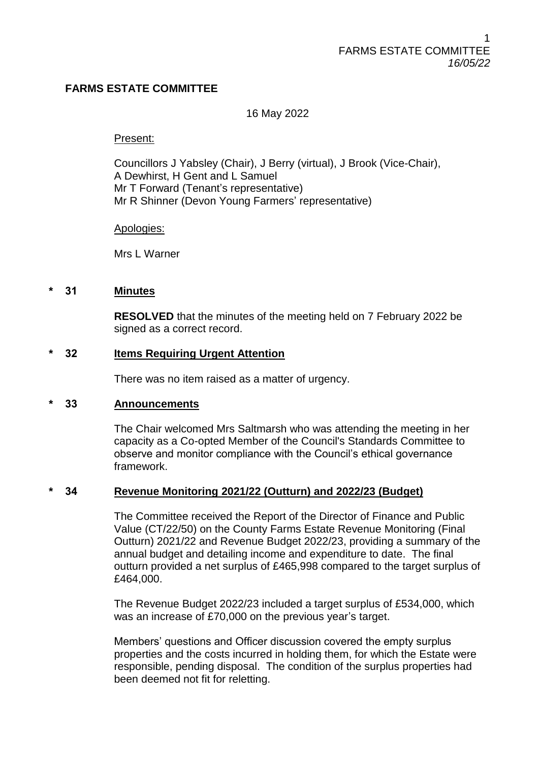# FARMS ESTATE COMMITTEE

16 May 2022

Present:

Councillors J Yabsley (Chair), J Berry (virtual), J Brook (Vice-Chair), A Dewhirst, H Gent and L Samuel
Mr T Forward (Tenant's representative)
Mr R Shinner (Devon Young Farmers' representative)

Apologies:

Mrs L Warner

## * 31 Minutes

**RESOLVED** that the minutes of the meeting held on 7 February 2022 be signed as a correct record.

## * 32 Items Requiring Urgent Attention

There was no item raised as a matter of urgency.

## * 33 Announcements

The Chair welcomed Mrs Saltmarsh who was attending the meeting in her capacity as a Co-opted Member of the Council's Standards Committee to observe and monitor compliance with the Council's ethical governance framework.

## * 34 Revenue Monitoring 2021/22 (Outturn) and 2022/23 (Budget)

The Committee received the Report of the Director of Finance and Public Value (CT/22/50) on the County Farms Estate Revenue Monitoring (Final Outturn) 2021/22 and Revenue Budget 2022/23, providing a summary of the annual budget and detailing income and expenditure to date. The final outturn provided a net surplus of £465,998 compared to the target surplus of £464,000.

The Revenue Budget 2022/23 included a target surplus of £534,000, which was an increase of £70,000 on the previous year's target.

Members' questions and Officer discussion covered the empty surplus properties and the costs incurred in holding them, for which the Estate were responsible, pending disposal. The condition of the surplus properties had been deemed not fit for reletting.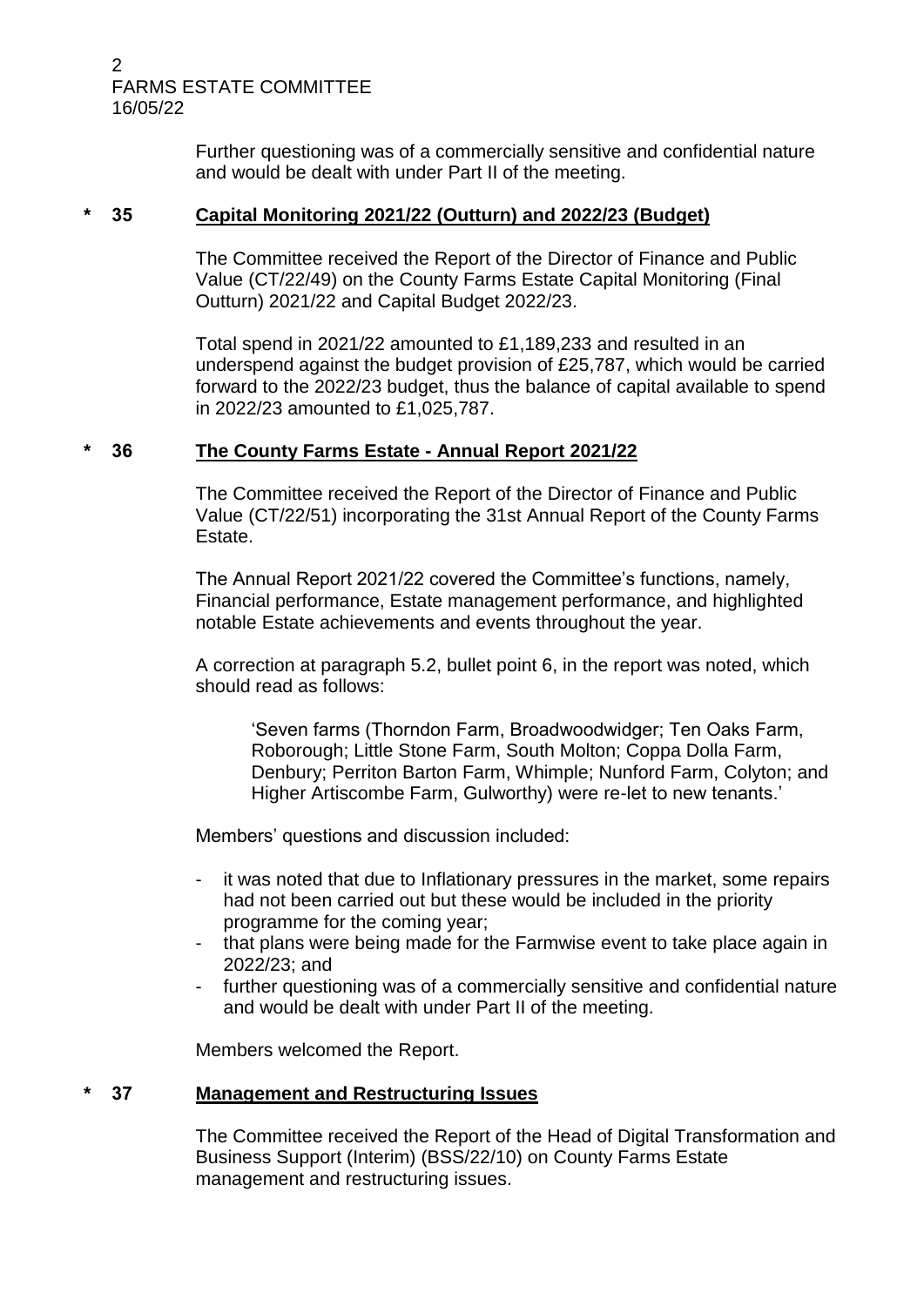Further questioning was of a commercially sensitive and confidential nature and would be dealt with under Part II of the meeting.

## * 35 Capital Monitoring 2021/22 (Outturn) and 2022/23 (Budget)

The Committee received the Report of the Director of Finance and Public Value (CT/22/49) on the County Farms Estate Capital Monitoring (Final Outturn) 2021/22 and Capital Budget 2022/23.

Total spend in 2021/22 amounted to £1,189,233 and resulted in an underspend against the budget provision of £25,787, which would be carried forward to the 2022/23 budget, thus the balance of capital available to spend in 2022/23 amounted to £1,025,787.

## * 36 The County Farms Estate - Annual Report 2021/22

The Committee received the Report of the Director of Finance and Public Value (CT/22/51) incorporating the 31st Annual Report of the County Farms Estate.

The Annual Report 2021/22 covered the Committee's functions, namely, Financial performance, Estate management performance, and highlighted notable Estate achievements and events throughout the year.

A correction at paragraph 5.2, bullet point 6, in the report was noted, which should read as follows:

> 'Seven farms (Thorndon Farm, Broadwoodwidger; Ten Oaks Farm, Roborough; Little Stone Farm, South Molton; Coppa Dolla Farm, Denbury; Perriton Barton Farm, Whimple; Nunford Farm, Colyton; and Higher Artiscombe Farm, Gulworthy) were re-let to new tenants.'

Members' questions and discussion included:

- it was noted that due to Inflationary pressures in the market, some repairs had not been carried out but these would be included in the priority programme for the coming year;
- that plans were being made for the Farmwise event to take place again in 2022/23; and
- further questioning was of a commercially sensitive and confidential nature and would be dealt with under Part II of the meeting.

Members welcomed the Report.

## * 37 Management and Restructuring Issues

The Committee received the Report of the Head of Digital Transformation and Business Support (Interim) (BSS/22/10) on County Farms Estate management and restructuring issues.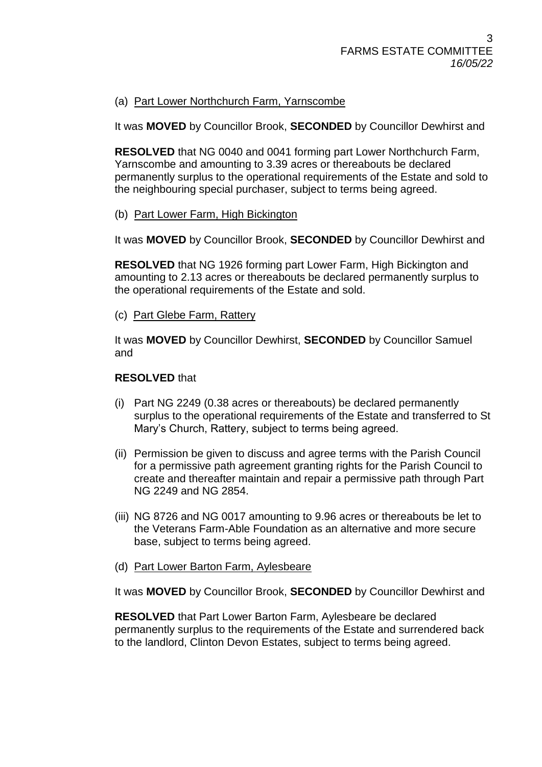(a) Part Lower Northchurch Farm, Yarnscombe

It was **MOVED** by Councillor Brook, **SECONDED** by Councillor Dewhirst and

**RESOLVED** that NG 0040 and 0041 forming part Lower Northchurch Farm, Yarnscombe and amounting to 3.39 acres or thereabouts be declared permanently surplus to the operational requirements of the Estate and sold to the neighbouring special purchaser, subject to terms being agreed.

(b) Part Lower Farm, High Bickington

It was **MOVED** by Councillor Brook, **SECONDED** by Councillor Dewhirst and

**RESOLVED** that NG 1926 forming part Lower Farm, High Bickington and amounting to 2.13 acres or thereabouts be declared permanently surplus to the operational requirements of the Estate and sold.

(c) Part Glebe Farm, Rattery

It was **MOVED** by Councillor Dewhirst, **SECONDED** by Councillor Samuel and

**RESOLVED** that

(i) Part NG 2249 (0.38 acres or thereabouts) be declared permanently surplus to the operational requirements of the Estate and transferred to St Mary's Church, Rattery, subject to terms being agreed.

(ii) Permission be given to discuss and agree terms with the Parish Council for a permissive path agreement granting rights for the Parish Council to create and thereafter maintain and repair a permissive path through Part NG 2249 and NG 2854.

(iii) NG 8726 and NG 0017 amounting to 9.96 acres or thereabouts be let to the Veterans Farm-Able Foundation as an alternative and more secure base, subject to terms being agreed.

(d) Part Lower Barton Farm, Aylesbeare

It was **MOVED** by Councillor Brook, **SECONDED** by Councillor Dewhirst and

**RESOLVED** that Part Lower Barton Farm, Aylesbeare be declared permanently surplus to the requirements of the Estate and surrendered back to the landlord, Clinton Devon Estates, subject to terms being agreed.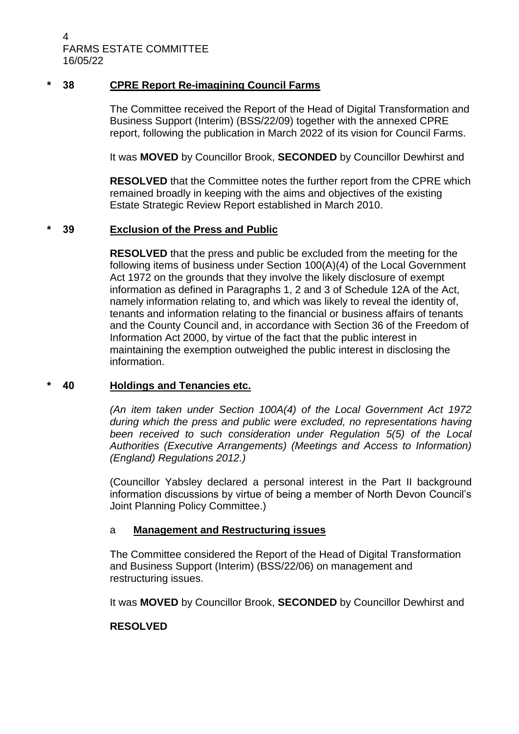**\* 38 CPRE Report Re-imagining Council Farms**

The Committee received the Report of the Head of Digital Transformation and Business Support (Interim) (BSS/22/09) together with the annexed CPRE report, following the publication in March 2022 of its vision for Council Farms.

It was **MOVED** by Councillor Brook, **SECONDED** by Councillor Dewhirst and

**RESOLVED** that the Committee notes the further report from the CPRE which remained broadly in keeping with the aims and objectives of the existing Estate Strategic Review Report established in March 2010.

**\* 39 Exclusion of the Press and Public**

**RESOLVED** that the press and public be excluded from the meeting for the following items of business under Section 100(A)(4) of the Local Government Act 1972 on the grounds that they involve the likely disclosure of exempt information as defined in Paragraphs 1, 2 and 3 of Schedule 12A of the Act, namely information relating to, and which was likely to reveal the identity of, tenants and information relating to the financial or business affairs of tenants and the County Council and, in accordance with Section 36 of the Freedom of Information Act 2000, by virtue of the fact that the public interest in maintaining the exemption outweighed the public interest in disclosing the information.

**\* 40 Holdings and Tenancies etc.**

*(An item taken under Section 100A(4) of the Local Government Act 1972 during which the press and public were excluded, no representations having been received to such consideration under Regulation 5(5) of the Local Authorities (Executive Arrangements) (Meetings and Access to Information) (England) Regulations 2012.)*

(Councillor Yabsley declared a personal interest in the Part II background information discussions by virtue of being a member of North Devon Council's Joint Planning Policy Committee.)

a **Management and Restructuring issues**

The Committee considered the Report of the Head of Digital Transformation and Business Support (Interim) (BSS/22/06) on management and restructuring issues.

It was **MOVED** by Councillor Brook, **SECONDED** by Councillor Dewhirst and

**RESOLVED**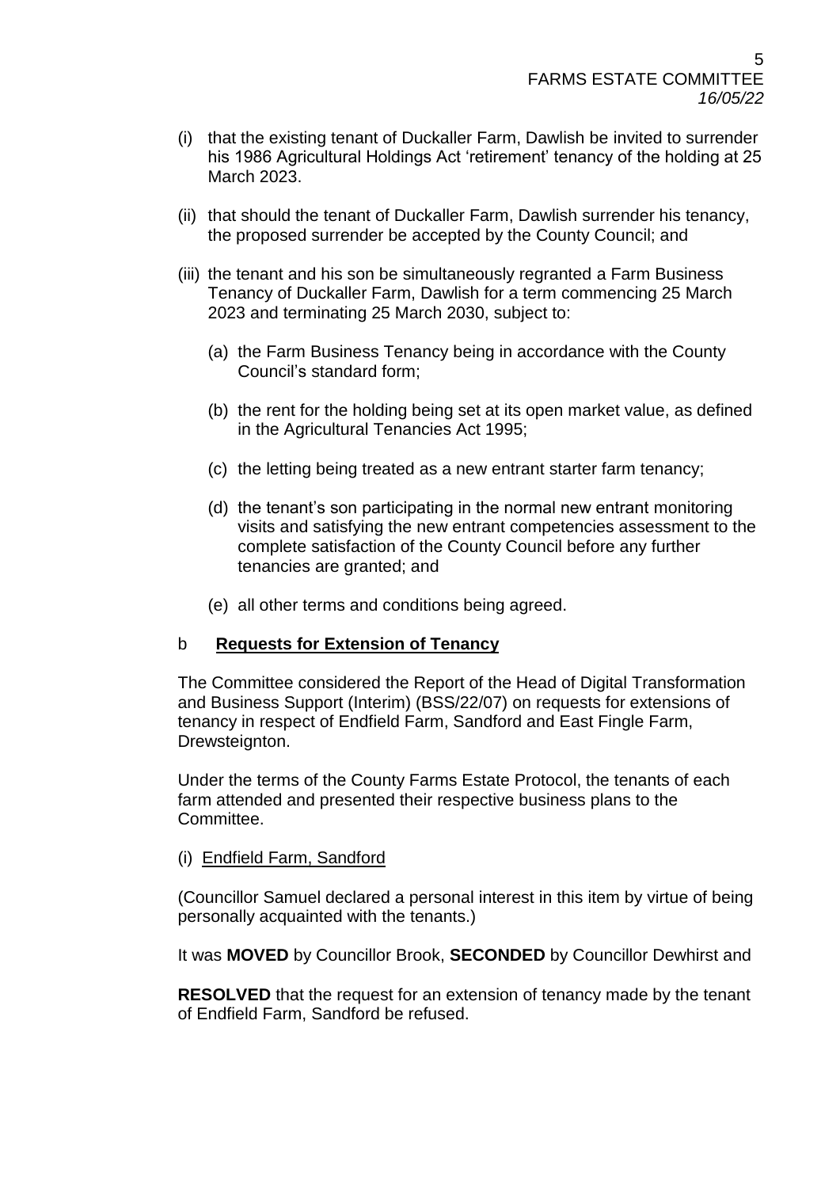(i) that the existing tenant of Duckaller Farm, Dawlish be invited to surrender his 1986 Agricultural Holdings Act 'retirement' tenancy of the holding at 25 March 2023.

(ii) that should the tenant of Duckaller Farm, Dawlish surrender his tenancy, the proposed surrender be accepted by the County Council; and

(iii) the tenant and his son be simultaneously regranted a Farm Business Tenancy of Duckaller Farm, Dawlish for a term commencing 25 March 2023 and terminating 25 March 2030, subject to:

   (a) the Farm Business Tenancy being in accordance with the County Council's standard form;

   (b) the rent for the holding being set at its open market value, as defined in the Agricultural Tenancies Act 1995;

   (c) the letting being treated as a new entrant starter farm tenancy;

   (d) the tenant's son participating in the normal new entrant monitoring visits and satisfying the new entrant competencies assessment to the complete satisfaction of the County Council before any further tenancies are granted; and

   (e) all other terms and conditions being agreed.

b **Requests for Extension of Tenancy**

The Committee considered the Report of the Head of Digital Transformation and Business Support (Interim) (BSS/22/07) on requests for extensions of tenancy in respect of Endfield Farm, Sandford and East Fingle Farm, Drewsteignton.

Under the terms of the County Farms Estate Protocol, the tenants of each farm attended and presented their respective business plans to the Committee.

(i) Endfield Farm, Sandford

(Councillor Samuel declared a personal interest in this item by virtue of being personally acquainted with the tenants.)

It was **MOVED** by Councillor Brook, **SECONDED** by Councillor Dewhirst and

**RESOLVED** that the request for an extension of tenancy made by the tenant of Endfield Farm, Sandford be refused.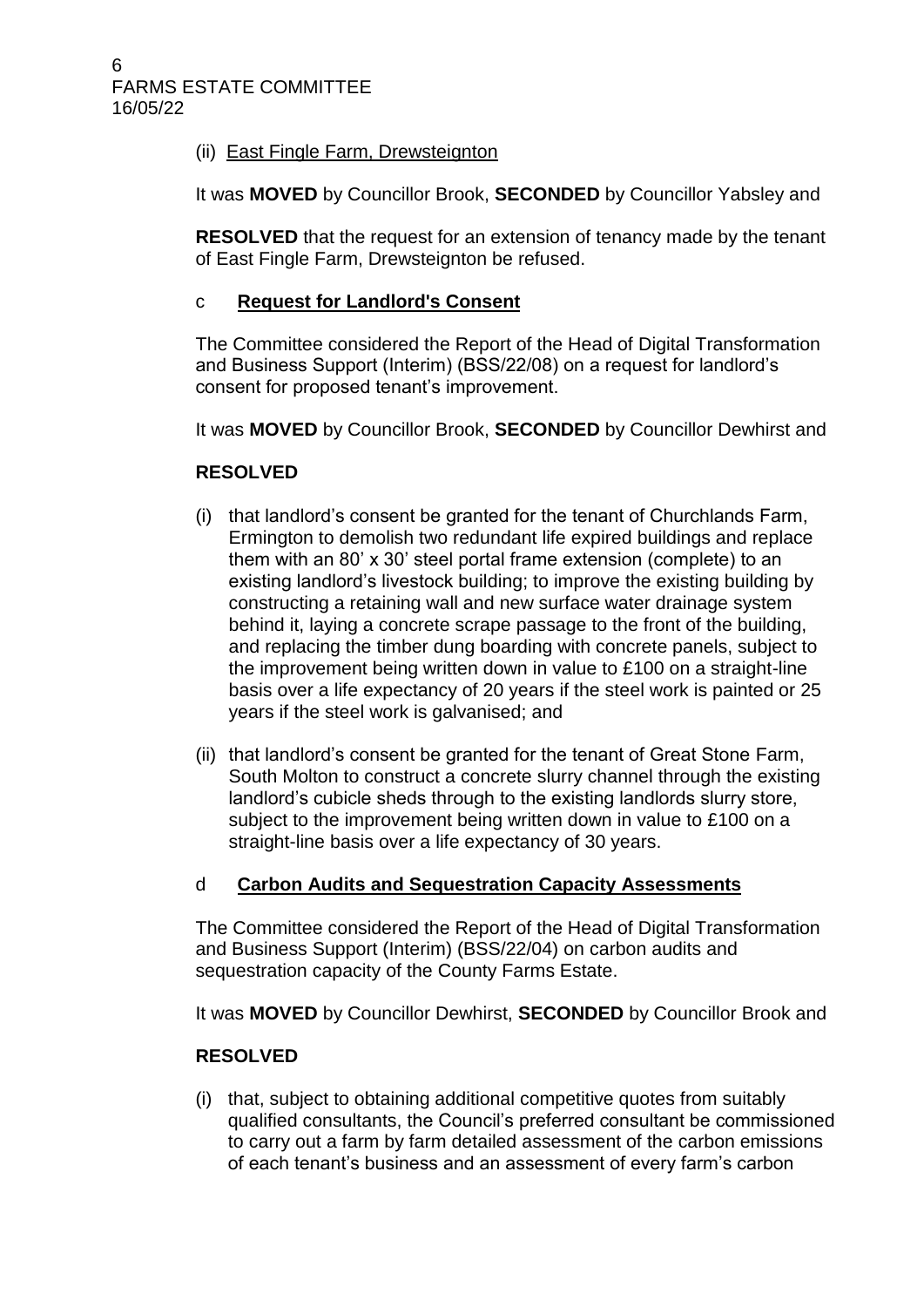(ii) East Fingle Farm, Drewsteignton

It was **MOVED** by Councillor Brook, **SECONDED** by Councillor Yabsley and

**RESOLVED** that the request for an extension of tenancy made by the tenant of East Fingle Farm, Drewsteignton be refused.

## c **Request for Landlord's Consent**

The Committee considered the Report of the Head of Digital Transformation and Business Support (Interim) (BSS/22/08) on a request for landlord's consent for proposed tenant's improvement.

It was **MOVED** by Councillor Brook, **SECONDED** by Councillor Dewhirst and

**RESOLVED**

(i) that landlord's consent be granted for the tenant of Churchlands Farm, Ermington to demolish two redundant life expired buildings and replace them with an 80' x 30' steel portal frame extension (complete) to an existing landlord's livestock building; to improve the existing building by constructing a retaining wall and new surface water drainage system behind it, laying a concrete scrape passage to the front of the building, and replacing the timber dung boarding with concrete panels, subject to the improvement being written down in value to £100 on a straight-line basis over a life expectancy of 20 years if the steel work is painted or 25 years if the steel work is galvanised; and

(ii) that landlord's consent be granted for the tenant of Great Stone Farm, South Molton to construct a concrete slurry channel through the existing landlord's cubicle sheds through to the existing landlords slurry store, subject to the improvement being written down in value to £100 on a straight-line basis over a life expectancy of 30 years.

## d **Carbon Audits and Sequestration Capacity Assessments**

The Committee considered the Report of the Head of Digital Transformation and Business Support (Interim) (BSS/22/04) on carbon audits and sequestration capacity of the County Farms Estate.

It was **MOVED** by Councillor Dewhirst, **SECONDED** by Councillor Brook and

**RESOLVED**

(i) that, subject to obtaining additional competitive quotes from suitably qualified consultants, the Council's preferred consultant be commissioned to carry out a farm by farm detailed assessment of the carbon emissions of each tenant's business and an assessment of every farm's carbon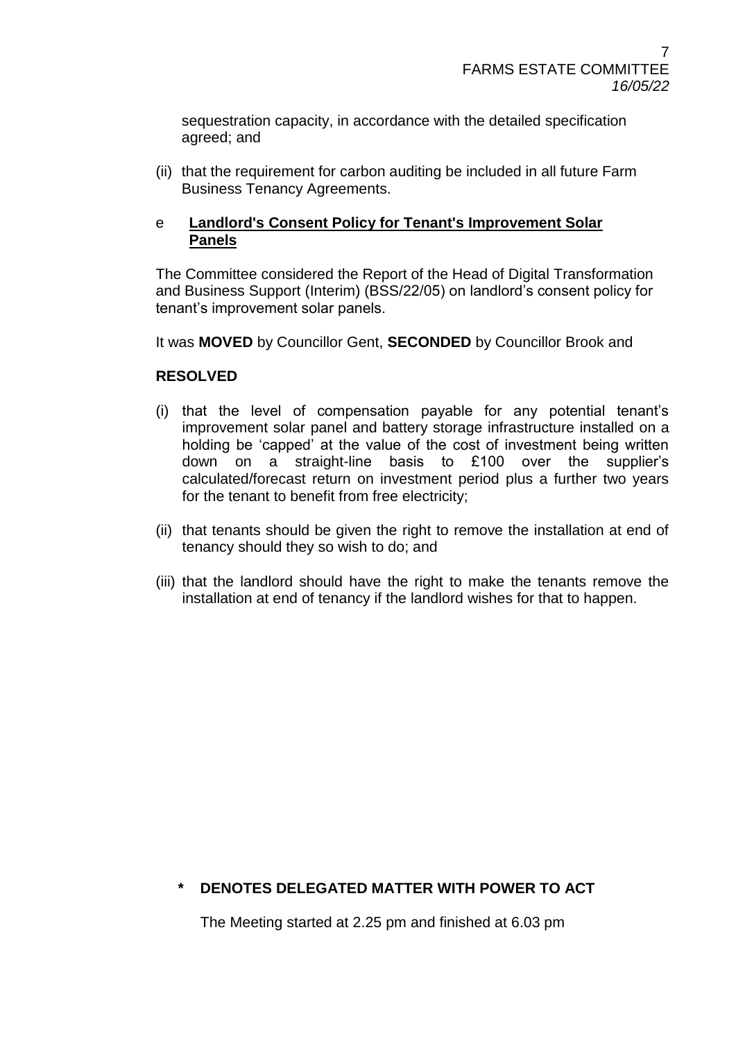sequestration capacity, in accordance with the detailed specification agreed; and

(ii) that the requirement for carbon auditing be included in all future Farm Business Tenancy Agreements.

e **Landlord's Consent Policy for Tenant's Improvement Solar Panels**

The Committee considered the Report of the Head of Digital Transformation and Business Support (Interim) (BSS/22/05) on landlord's consent policy for tenant's improvement solar panels.

It was **MOVED** by Councillor Gent, **SECONDED** by Councillor Brook and

**RESOLVED**

(i) that the level of compensation payable for any potential tenant's improvement solar panel and battery storage infrastructure installed on a holding be 'capped' at the value of the cost of investment being written down on a straight-line basis to £100 over the supplier's calculated/forecast return on investment period plus a further two years for the tenant to benefit from free electricity;

(ii) that tenants should be given the right to remove the installation at end of tenancy should they so wish to do; and

(iii) that the landlord should have the right to make the tenants remove the installation at end of tenancy if the landlord wishes for that to happen.

**\* DENOTES DELEGATED MATTER WITH POWER TO ACT**

The Meeting started at 2.25 pm and finished at 6.03 pm